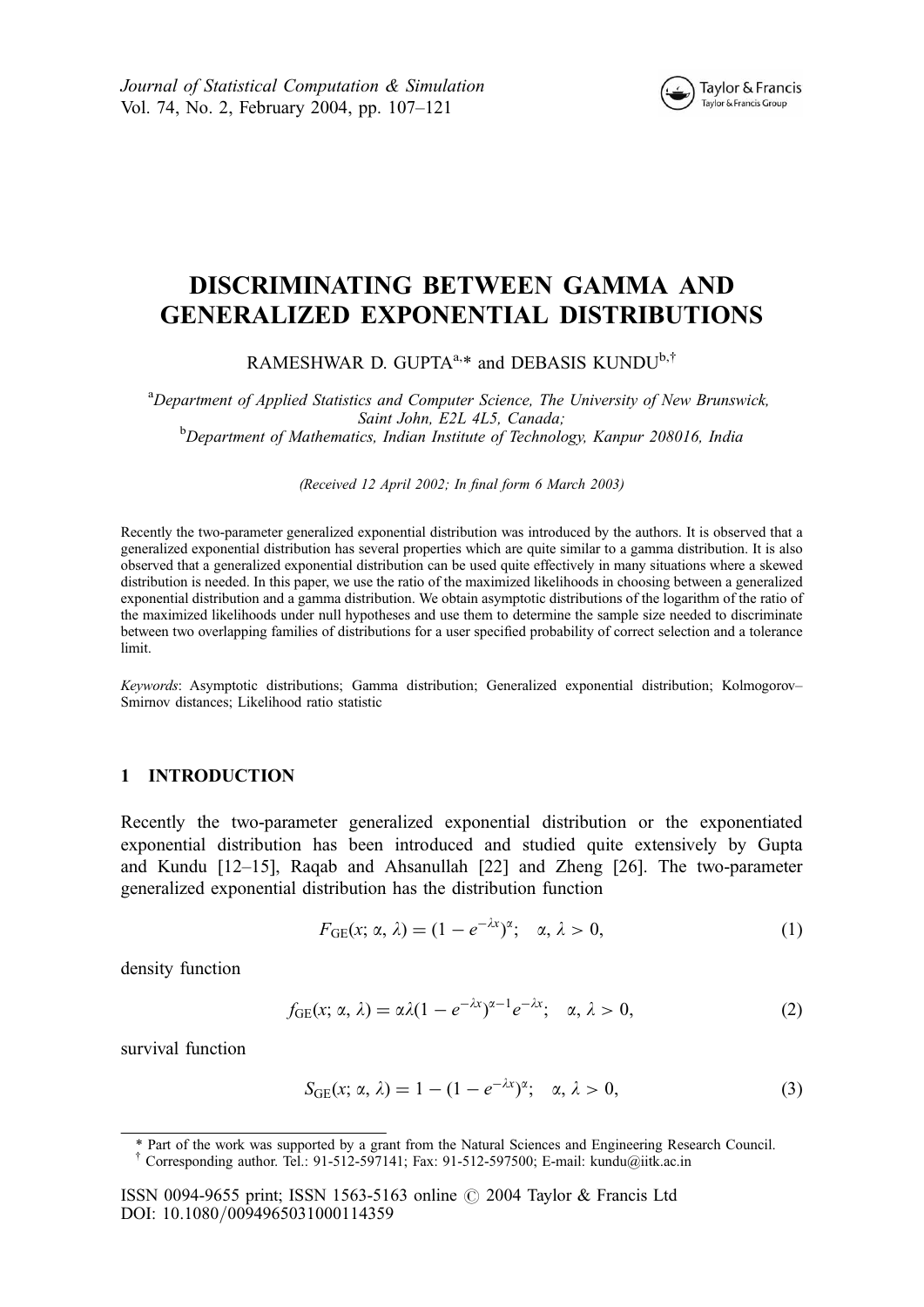# DISCRIMINATING BETWEEN GAMMA AND GENERALIZED EXPONENTIAL DISTRIBUTIONS

RAMESHWAR D. GUPTA[a,*] and DEBASIS KUNDU[b,†]

[a]*Department of Applied Statistics and Computer Science, The University of New Brunswick, Saint John, E2L 4L5, Canada;*
[b]*Department of Mathematics, Indian Institute of Technology, Kanpur 208016, India*

*(Received 12 April 2002; In final form 6 March 2003)*

Recently the two-parameter generalized exponential distribution was introduced by the authors. It is observed that a generalized exponential distribution has several properties which are quite similar to a gamma distribution. It is also observed that a generalized exponential distribution can be used quite effectively in many situations where a skewed distribution is needed. In this paper, we use the ratio of the maximized likelihoods in choosing between a generalized exponential distribution and a gamma distribution. We obtain asymptotic distributions of the logarithm of the ratio of the maximized likelihoods under null hypotheses and use them to determine the sample size needed to discriminate between two overlapping families of distributions for a user specified probability of correct selection and a tolerance limit.

*Keywords*: Asymptotic distributions; Gamma distribution; Generalized exponential distribution; Kolmogorov–Smirnov distances; Likelihood ratio statistic

## 1 INTRODUCTION

Recently the two-parameter generalized exponential distribution or the exponentiated exponential distribution has been introduced and studied quite extensively by Gupta and Kundu [12–15], Raqab and Ahsanullah [22] and Zheng [26]. The two-parameter generalized exponential distribution has the distribution function

$$F_{\mathrm{GE}}(x; \alpha, \lambda) = (1 - e^{-\lambda x})^{\alpha}; \quad \alpha, \lambda > 0, \tag{1}$$

density function

$$f_{\mathrm{GE}}(x; \alpha, \lambda) = \alpha\lambda(1 - e^{-\lambda x})^{\alpha-1} e^{-\lambda x}; \quad \alpha, \lambda > 0, \tag{2}$$

survival function

$$S_{\mathrm{GE}}(x; \alpha, \lambda) = 1 - (1 - e^{-\lambda x})^{\alpha}; \quad \alpha, \lambda > 0, \tag{3}$$

---

\* Part of the work was supported by a grant from the Natural Sciences and Engineering Research Council.
† Corresponding author. Tel.: 91-512-597141; Fax: 91-512-597500; E-mail: kundu@iitk.ac.in

ISSN 0094-9655 print; ISSN 1563-5163 online © 2004 Taylor & Francis Ltd
DOI: 10.1080/0094965031000114359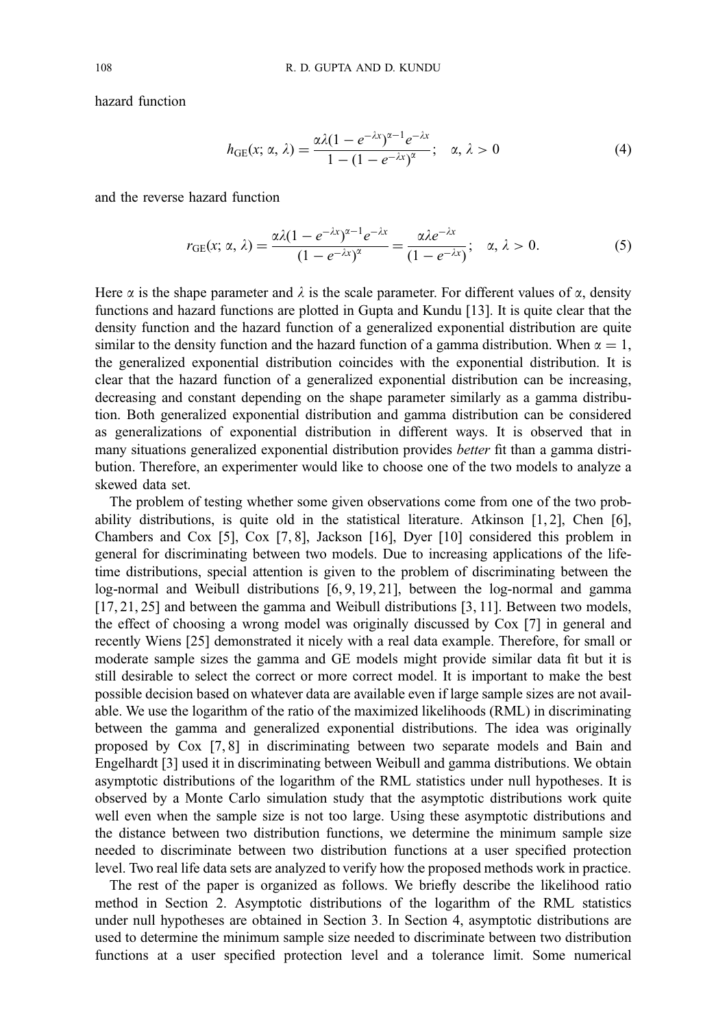hazard function

$$h_{\mathrm{GE}}(x;\,\alpha,\,\lambda) = \frac{\alpha\lambda(1-e^{-\lambda x})^{\alpha-1}e^{-\lambda x}}{1-(1-e^{-\lambda x})^{\alpha}}; \quad \alpha,\,\lambda > 0 \tag{4}$$

and the reverse hazard function

$$r_{\mathrm{GE}}(x;\,\alpha,\,\lambda) = \frac{\alpha\lambda(1-e^{-\lambda x})^{\alpha-1}e^{-\lambda x}}{(1-e^{-\lambda x})^{\alpha}} = \frac{\alpha\lambda e^{-\lambda x}}{(1-e^{-\lambda x})}; \quad \alpha,\,\lambda > 0. \tag{5}$$

Here $\alpha$ is the shape parameter and $\lambda$ is the scale parameter. For different values of $\alpha$, density functions and hazard functions are plotted in Gupta and Kundu [13]. It is quite clear that the density function and the hazard function of a generalized exponential distribution are quite similar to the density function and the hazard function of a gamma distribution. When $\alpha = 1$, the generalized exponential distribution coincides with the exponential distribution. It is clear that the hazard function of a generalized exponential distribution can be increasing, decreasing and constant depending on the shape parameter similarly as a gamma distribution. Both generalized exponential distribution and gamma distribution can be considered as generalizations of exponential distribution in different ways. It is observed that in many situations generalized exponential distribution provides *better* fit than a gamma distribution. Therefore, an experimenter would like to choose one of the two models to analyze a skewed data set.

The problem of testing whether some given observations come from one of the two probability distributions, is quite old in the statistical literature. Atkinson [1, 2], Chen [6], Chambers and Cox [5], Cox [7, 8], Jackson [16], Dyer [10] considered this problem in general for discriminating between two models. Due to increasing applications of the lifetime distributions, special attention is given to the problem of discriminating between the log-normal and Weibull distributions [6, 9, 19, 21], between the log-normal and gamma [17, 21, 25] and between the gamma and Weibull distributions [3, 11]. Between two models, the effect of choosing a wrong model was originally discussed by Cox [7] in general and recently Wiens [25] demonstrated it nicely with a real data example. Therefore, for small or moderate sample sizes the gamma and GE models might provide similar data fit but it is still desirable to select the correct or more correct model. It is important to make the best possible decision based on whatever data are available even if large sample sizes are not available. We use the logarithm of the ratio of the maximized likelihoods (RML) in discriminating between the gamma and generalized exponential distributions. The idea was originally proposed by Cox [7, 8] in discriminating between two separate models and Bain and Engelhardt [3] used it in discriminating between Weibull and gamma distributions. We obtain asymptotic distributions of the logarithm of the RML statistics under null hypotheses. It is observed by a Monte Carlo simulation study that the asymptotic distributions work quite well even when the sample size is not too large. Using these asymptotic distributions and the distance between two distribution functions, we determine the minimum sample size needed to discriminate between two distribution functions at a user specified protection level. Two real life data sets are analyzed to verify how the proposed methods work in practice.

The rest of the paper is organized as follows. We briefly describe the likelihood ratio method in Section 2. Asymptotic distributions of the logarithm of the RML statistics under null hypotheses are obtained in Section 3. In Section 4, asymptotic distributions are used to determine the minimum sample size needed to discriminate between two distribution functions at a user specified protection level and a tolerance limit. Some numerical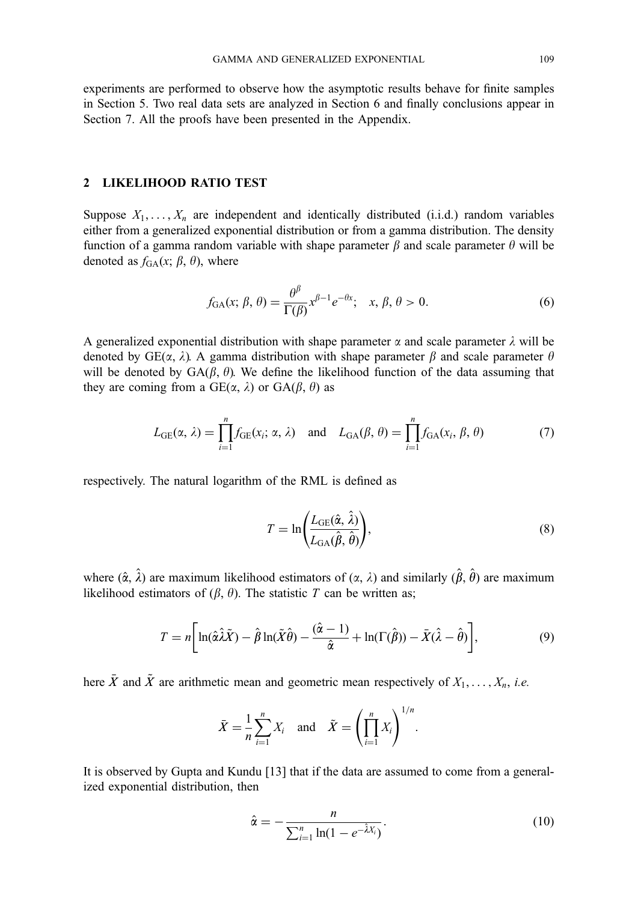experiments are performed to observe how the asymptotic results behave for finite samples in Section 5. Two real data sets are analyzed in Section 6 and finally conclusions appear in Section 7. All the proofs have been presented in the Appendix.

## 2 LIKELIHOOD RATIO TEST

Suppose $X_1, \ldots, X_n$ are independent and identically distributed (i.i.d.) random variables either from a generalized exponential distribution or from a gamma distribution. The density function of a gamma random variable with shape parameter $\beta$ and scale parameter $\theta$ will be denoted as $f_{\text{GA}}(x; \beta, \theta)$, where

$$f_{\text{GA}}(x; \beta, \theta) = \frac{\theta^{\beta}}{\Gamma(\beta)} x^{\beta-1} e^{-\theta x}; \quad x, \beta, \theta > 0. \tag{6}$$

A generalized exponential distribution with shape parameter $\alpha$ and scale parameter $\lambda$ will be denoted by $\text{GE}(\alpha, \lambda)$. A gamma distribution with shape parameter $\beta$ and scale parameter $\theta$ will be denoted by $\text{GA}(\beta, \theta)$. We define the likelihood function of the data assuming that they are coming from a $\text{GE}(\alpha, \lambda)$ or $\text{GA}(\beta, \theta)$ as

$$L_{\text{GE}}(\alpha, \lambda) = \prod_{i=1}^{n} f_{\text{GE}}(x_i; \alpha, \lambda) \quad \text{and} \quad L_{\text{GA}}(\beta, \theta) = \prod_{i=1}^{n} f_{\text{GA}}(x_i, \beta, \theta) \tag{7}$$

respectively. The natural logarithm of the RML is defined as

$$T = \ln\left(\frac{L_{\text{GE}}(\hat{\alpha}, \hat{\lambda})}{L_{\text{GA}}(\hat{\beta}, \hat{\theta})}\right), \tag{8}$$

where $(\hat{\alpha}, \hat{\lambda})$ are maximum likelihood estimators of $(\alpha, \lambda)$ and similarly $(\hat{\beta}, \hat{\theta})$ are maximum likelihood estimators of $(\beta, \theta)$. The statistic $T$ can be written as;

$$T = n\left[\ln(\hat{\alpha}\hat{\lambda}\tilde{X}) - \hat{\beta}\ln(\tilde{X}\hat{\theta}) - \frac{(\hat{\alpha}-1)}{\hat{\alpha}} + \ln(\Gamma(\hat{\beta})) - \bar{X}(\hat{\lambda} - \hat{\theta})\right], \tag{9}$$

here $\bar{X}$ and $\tilde{X}$ are arithmetic mean and geometric mean respectively of $X_1, \ldots, X_n$, *i.e.*

$$\bar{X} = \frac{1}{n}\sum_{i=1}^{n} X_i \quad \text{and} \quad \tilde{X} = \left(\prod_{i=1}^{n} X_i\right)^{1/n}.$$

It is observed by Gupta and Kundu [13] that if the data are assumed to come from a generalized exponential distribution, then

$$\hat{\alpha} = -\frac{n}{\sum_{i=1}^{n} \ln(1 - e^{-\hat{\lambda}X_i})}. \tag{10}$$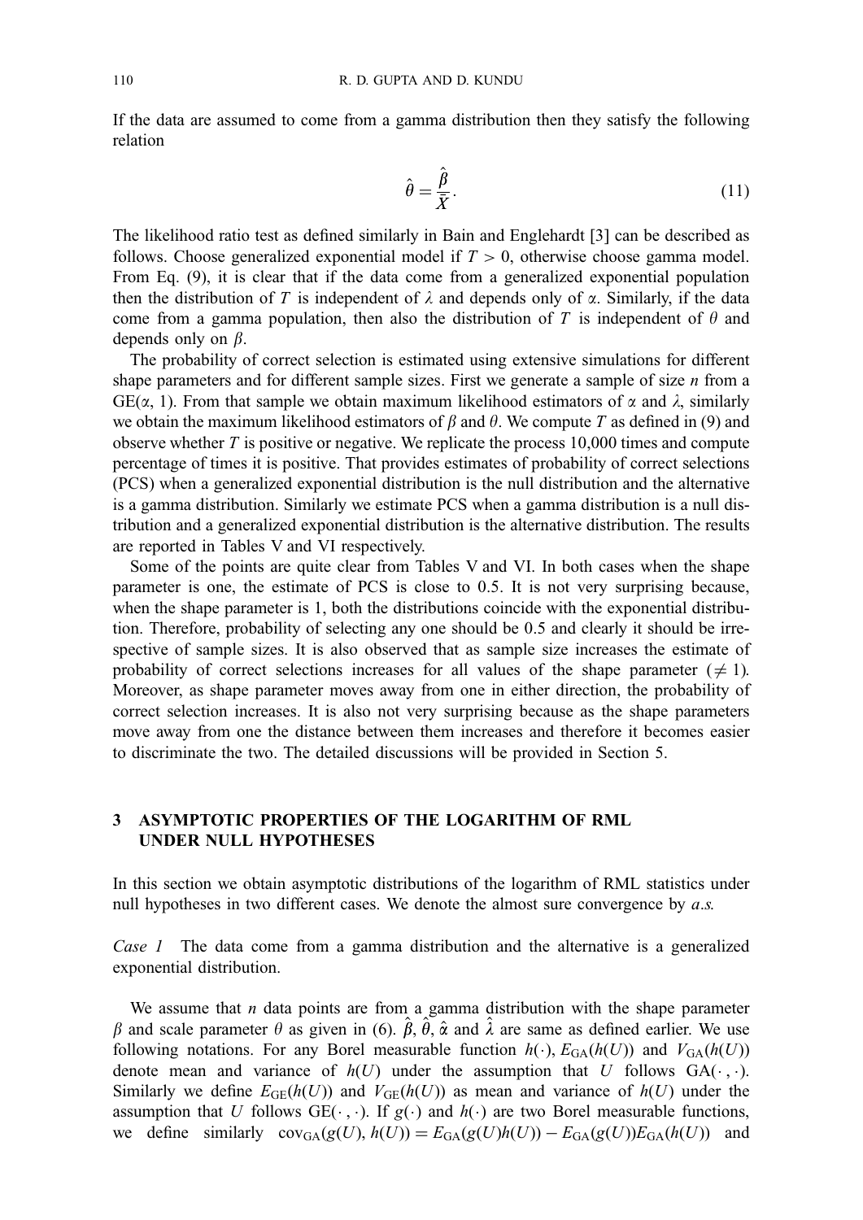If the data are assumed to come from a gamma distribution then they satisfy the following relation

$$\hat{\theta} = \frac{\hat{\beta}}{\bar{X}}. \tag{11}$$

The likelihood ratio test as defined similarly in Bain and Englehardt [3] can be described as follows. Choose generalized exponential model if $T > 0$, otherwise choose gamma model. From Eq. (9), it is clear that if the data come from a generalized exponential population then the distribution of $T$ is independent of $\lambda$ and depends only of $\alpha$. Similarly, if the data come from a gamma population, then also the distribution of $T$ is independent of $\theta$ and depends only on $\beta$.

The probability of correct selection is estimated using extensive simulations for different shape parameters and for different sample sizes. First we generate a sample of size $n$ from a $\text{GE}(\alpha, 1)$. From that sample we obtain maximum likelihood estimators of $\alpha$ and $\lambda$, similarly we obtain the maximum likelihood estimators of $\beta$ and $\theta$. We compute $T$ as defined in (9) and observe whether $T$ is positive or negative. We replicate the process 10,000 times and compute percentage of times it is positive. That provides estimates of probability of correct selections (PCS) when a generalized exponential distribution is the null distribution and the alternative is a gamma distribution. Similarly we estimate PCS when a gamma distribution is a null distribution and a generalized exponential distribution is the alternative distribution. The results are reported in Tables V and VI respectively.

Some of the points are quite clear from Tables V and VI. In both cases when the shape parameter is one, the estimate of PCS is close to 0.5. It is not very surprising because, when the shape parameter is 1, both the distributions coincide with the exponential distribution. Therefore, probability of selecting any one should be 0.5 and clearly it should be irrespective of sample sizes. It is also observed that as sample size increases the estimate of probability of correct selections increases for all values of the shape parameter ($\neq 1$). Moreover, as shape parameter moves away from one in either direction, the probability of correct selection increases. It is also not very surprising because as the shape parameters move away from one the distance between them increases and therefore it becomes easier to discriminate the two. The detailed discussions will be provided in Section 5.

## 3 ASYMPTOTIC PROPERTIES OF THE LOGARITHM OF RML UNDER NULL HYPOTHESES

In this section we obtain asymptotic distributions of the logarithm of RML statistics under null hypotheses in two different cases. We denote the almost sure convergence by *a.s.*

*Case 1* The data come from a gamma distribution and the alternative is a generalized exponential distribution.

We assume that $n$ data points are from a gamma distribution with the shape parameter $\beta$ and scale parameter $\theta$ as given in (6). $\hat{\beta}$, $\hat{\theta}$, $\hat{\alpha}$ and $\hat{\lambda}$ are same as defined earlier. We use following notations. For any Borel measurable function $h(\cdot)$, $E_{\text{GA}}(h(U))$ and $V_{\text{GA}}(h(U))$ denote mean and variance of $h(U)$ under the assumption that $U$ follows $\text{GA}(\cdot, \cdot)$. Similarly we define $E_{\text{GE}}(h(U))$ and $V_{\text{GE}}(h(U))$ as mean and variance of $h(U)$ under the assumption that $U$ follows $\text{GE}(\cdot, \cdot)$. If $g(\cdot)$ and $h(\cdot)$ are two Borel measurable functions, we define similarly $\text{cov}_{\text{GA}}(g(U), h(U)) = E_{\text{GA}}(g(U)h(U)) - E_{\text{GA}}(g(U))E_{\text{GA}}(h(U))$ and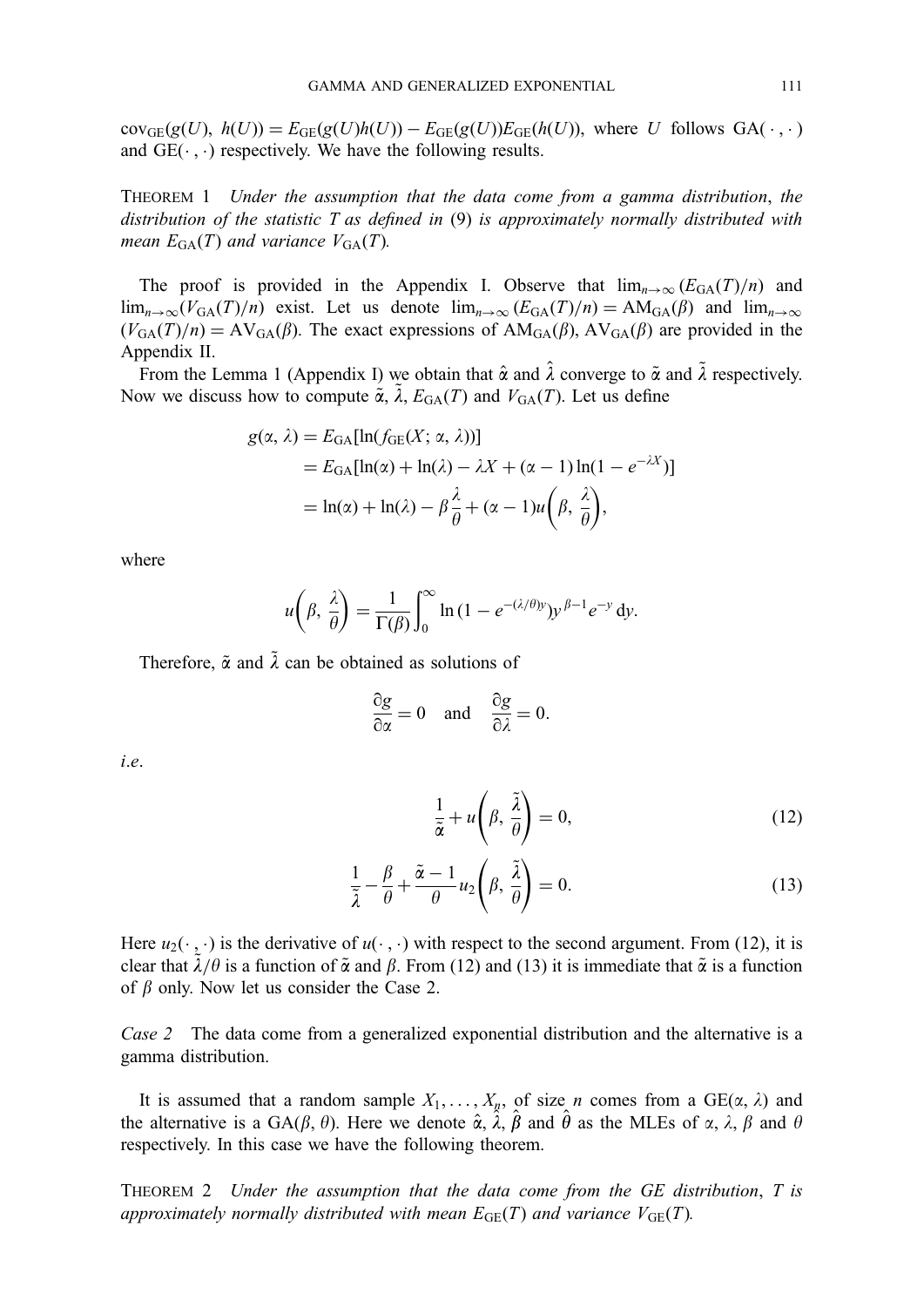$\text{cov}_{\text{GE}}(g(U),\ h(U)) = E_{\text{GE}}(g(U)h(U)) - E_{\text{GE}}(g(U))E_{\text{GE}}(h(U))$, where $U$ follows $\text{GA}(\cdot,\cdot)$ and $\text{GE}(\cdot,\cdot)$ respectively. We have the following results.

THEOREM 1 *Under the assumption that the data come from a gamma distribution, the distribution of the statistic $T$ as defined in* (9) *is approximately normally distributed with mean $E_{\text{GA}}(T)$ and variance $V_{\text{GA}}(T)$.*

The proof is provided in the Appendix I. Observe that $\lim_{n\to\infty}(E_{\text{GA}}(T)/n)$ and $\lim_{n\to\infty}(V_{\text{GA}}(T)/n)$ exist. Let us denote $\lim_{n\to\infty}(E_{\text{GA}}(T)/n) = \text{AM}_{\text{GA}}(\beta)$ and $\lim_{n\to\infty}(V_{\text{GA}}(T)/n) = \text{AV}_{\text{GA}}(\beta)$. The exact expressions of $\text{AM}_{\text{GA}}(\beta)$, $\text{AV}_{\text{GA}}(\beta)$ are provided in the Appendix II.

From the Lemma 1 (Appendix I) we obtain that $\hat{\alpha}$ and $\hat{\lambda}$ converge to $\tilde{\alpha}$ and $\tilde{\lambda}$ respectively. Now we discuss how to compute $\tilde{\alpha}$, $\tilde{\lambda}$, $E_{\text{GA}}(T)$ and $V_{\text{GA}}(T)$. Let us define

$$
\begin{aligned}
g(\alpha,\lambda) &= E_{\text{GA}}[\ln(f_{\text{GE}}(X;\alpha,\lambda))] \\
&= E_{\text{GA}}[\ln(\alpha) + \ln(\lambda) - \lambda X + (\alpha-1)\ln(1-e^{-\lambda X})] \\
&= \ln(\alpha) + \ln(\lambda) - \beta\frac{\lambda}{\theta} + (\alpha-1)u\left(\beta, \frac{\lambda}{\theta}\right),
\end{aligned}
$$

where

$$
u\left(\beta, \frac{\lambda}{\theta}\right) = \frac{1}{\Gamma(\beta)}\int_0^\infty \ln\left(1-e^{-(\lambda/\theta)y}\right) y^{\beta-1} e^{-y}\,\mathrm{d}y.
$$

Therefore, $\tilde{\alpha}$ and $\tilde{\lambda}$ can be obtained as solutions of

$$
\frac{\partial g}{\partial \alpha} = 0 \quad \text{and} \quad \frac{\partial g}{\partial \lambda} = 0.
$$

*i.e.*

$$
\frac{1}{\tilde{\alpha}} + u\left(\beta, \frac{\tilde{\lambda}}{\theta}\right) = 0, \tag{12}
$$

$$
\frac{1}{\tilde{\lambda}} - \frac{\beta}{\theta} + \frac{\tilde{\alpha}-1}{\theta}u_2\left(\beta, \frac{\tilde{\lambda}}{\theta}\right) = 0. \tag{13}
$$

Here $u_2(\cdot,\cdot)$ is the derivative of $u(\cdot,\cdot)$ with respect to the second argument. From (12), it is clear that $\tilde{\lambda}/\theta$ is a function of $\tilde{\alpha}$ and $\beta$. From (12) and (13) it is immediate that $\tilde{\alpha}$ is a function of $\beta$ only. Now let us consider the Case 2.

*Case 2* The data come from a generalized exponential distribution and the alternative is a gamma distribution.

It is assumed that a random sample $X_1,\ldots,X_n$, of size $n$ comes from a $\text{GE}(\alpha,\lambda)$ and the alternative is a $\text{GA}(\beta,\theta)$. Here we denote $\hat{\alpha}$, $\hat{\lambda}$, $\hat{\beta}$ and $\hat{\theta}$ as the MLEs of $\alpha$, $\lambda$, $\beta$ and $\theta$ respectively. In this case we have the following theorem.

THEOREM 2 *Under the assumption that the data come from the GE distribution, $T$ is approximately normally distributed with mean $E_{\text{GE}}(T)$ and variance $V_{\text{GE}}(T)$.*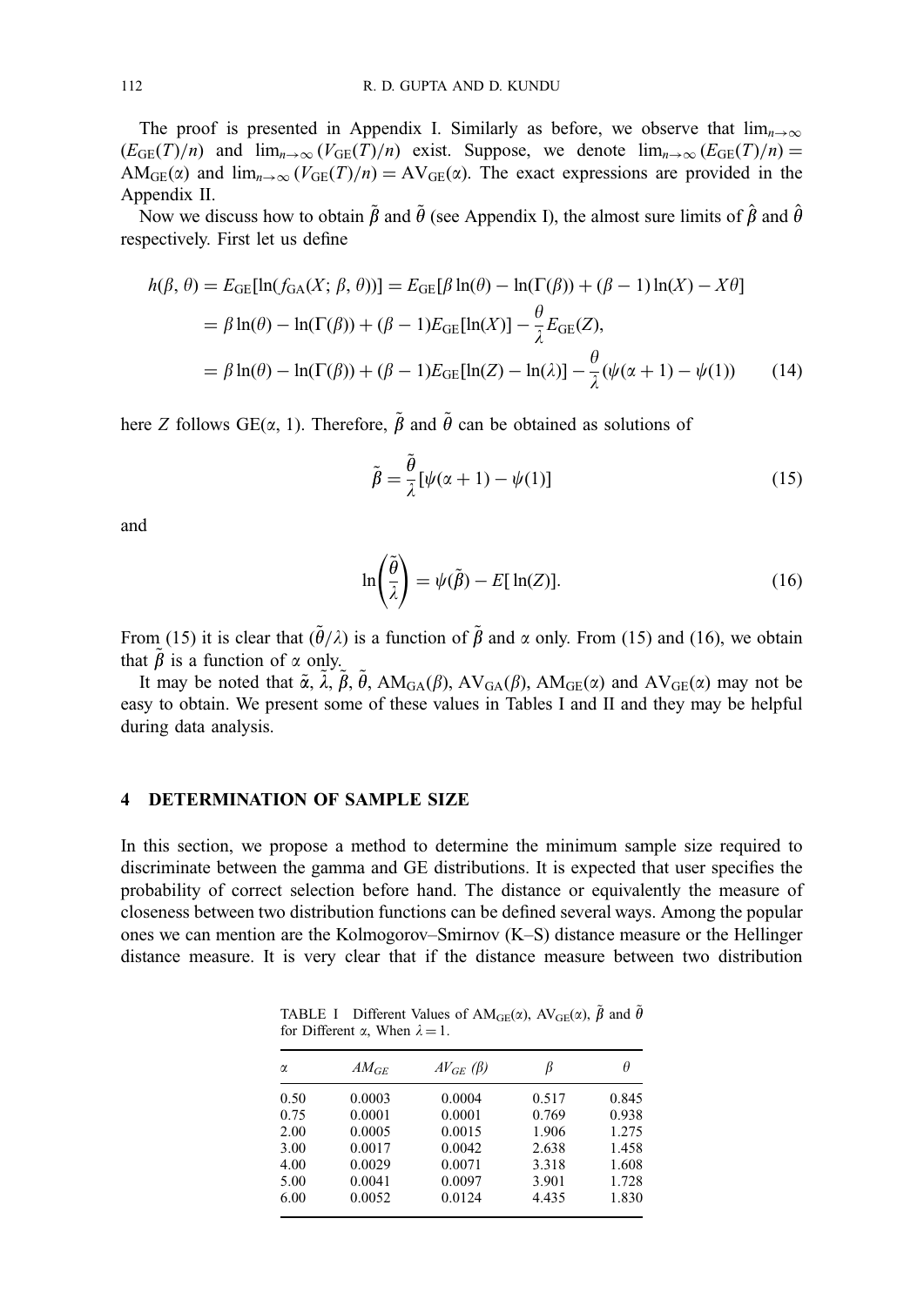The proof is presented in Appendix I. Similarly as before, we observe that $\lim_{n\to\infty}(E_{\text{GE}}(T)/n)$ and $\lim_{n\to\infty}(V_{\text{GE}}(T)/n)$ exist. Suppose, we denote $\lim_{n\to\infty}(E_{\text{GE}}(T)/n) = \text{AM}_{\text{GE}}(\alpha)$ and $\lim_{n\to\infty}(V_{\text{GE}}(T)/n) = \text{AV}_{\text{GE}}(\alpha)$. The exact expressions are provided in the Appendix II.

Now we discuss how to obtain $\tilde{\beta}$ and $\tilde{\theta}$ (see Appendix I), the almost sure limits of $\hat{\beta}$ and $\hat{\theta}$ respectively. First let us define

$$
\begin{aligned}
h(\beta, \theta) &= E_{\text{GE}}[\ln(f_{\text{GA}}(X; \beta, \theta))] = E_{\text{GE}}[\beta \ln(\theta) - \ln(\Gamma(\beta)) + (\beta - 1)\ln(X) - X\theta] \\
&= \beta \ln(\theta) - \ln(\Gamma(\beta)) + (\beta - 1)E_{\text{GE}}[\ln(X)] - \frac{\theta}{\lambda}E_{\text{GE}}(Z), \\
&= \beta \ln(\theta) - \ln(\Gamma(\beta)) + (\beta - 1)E_{\text{GE}}[\ln(Z) - \ln(\lambda)] - \frac{\theta}{\lambda}(\psi(\alpha + 1) - \psi(1)) \qquad (14)
\end{aligned}
$$

here $Z$ follows GE($\alpha$, 1). Therefore, $\tilde{\beta}$ and $\tilde{\theta}$ can be obtained as solutions of

$$
\tilde{\beta} = \frac{\tilde{\theta}}{\lambda}[\psi(\alpha + 1) - \psi(1)] \qquad (15)
$$

and

$$
\ln\left(\frac{\tilde{\theta}}{\lambda}\right) = \psi(\tilde{\beta}) - E[\ln(Z)]. \qquad (16)
$$

From (15) it is clear that $(\tilde{\theta}/\lambda)$ is a function of $\tilde{\beta}$ and $\alpha$ only. From (15) and (16), we obtain that $\tilde{\beta}$ is a function of $\alpha$ only.

It may be noted that $\tilde{\alpha}$, $\tilde{\lambda}$, $\tilde{\beta}$, $\tilde{\theta}$, $\text{AM}_{\text{GA}}(\beta)$, $\text{AV}_{\text{GA}}(\beta)$, $\text{AM}_{\text{GE}}(\alpha)$ and $\text{AV}_{\text{GE}}(\alpha)$ may not be easy to obtain. We present some of these values in Tables I and II and they may be helpful during data analysis.

## 4 DETERMINATION OF SAMPLE SIZE

In this section, we propose a method to determine the minimum sample size required to discriminate between the gamma and GE distributions. It is expected that user specifies the probability of correct selection before hand. The distance or equivalently the measure of closeness between two distribution functions can be defined several ways. Among the popular ones we can mention are the Kolmogorov–Smirnov (K–S) distance measure or the Hellinger distance measure. It is very clear that if the distance measure between two distribution

TABLE I Different Values of $\text{AM}_{\text{GE}}(\alpha)$, $\text{AV}_{\text{GE}}(\alpha)$, $\tilde{\beta}$ and $\tilde{\theta}$ for Different $\alpha$, When $\lambda = 1$.

| $\alpha$ | $AM_{GE}$ | $AV_{GE}$ ($\beta$) | $\beta$ | $\theta$ |
|---|---|---|---|---|
| 0.50 | 0.0003 | 0.0004 | 0.517 | 0.845 |
| 0.75 | 0.0001 | 0.0001 | 0.769 | 0.938 |
| 2.00 | 0.0005 | 0.0015 | 1.906 | 1.275 |
| 3.00 | 0.0017 | 0.0042 | 2.638 | 1.458 |
| 4.00 | 0.0029 | 0.0071 | 3.318 | 1.608 |
| 5.00 | 0.0041 | 0.0097 | 3.901 | 1.728 |
| 6.00 | 0.0052 | 0.0124 | 4.435 | 1.830 |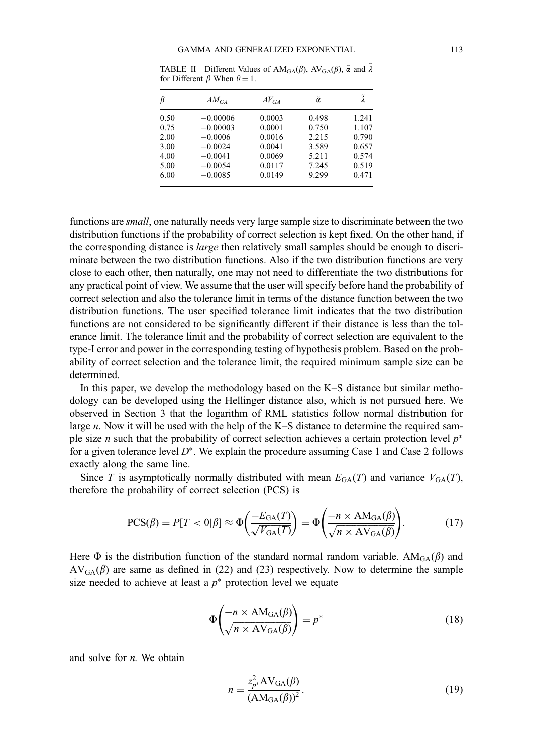TABLE II Different Values of $\mathrm{AM_{GA}}(\beta)$, $\mathrm{AV_{GA}}(\beta)$, $\tilde{\alpha}$ and $\tilde{\lambda}$ for Different $\beta$ When $\theta = 1$.

| $\beta$ | $AM_{GA}$ | $AV_{GA}$ | $\tilde{\alpha}$ | $\tilde{\lambda}$ |
|---|---|---|---|---|
| 0.50 | −0.00006 | 0.0003 | 0.498 | 1.241 |
| 0.75 | −0.00003 | 0.0001 | 0.750 | 1.107 |
| 2.00 | −0.0006 | 0.0016 | 2.215 | 0.790 |
| 3.00 | −0.0024 | 0.0041 | 3.589 | 0.657 |
| 4.00 | −0.0041 | 0.0069 | 5.211 | 0.574 |
| 5.00 | −0.0054 | 0.0117 | 7.245 | 0.519 |
| 6.00 | −0.0085 | 0.0149 | 9.299 | 0.471 |

functions are *small*, one naturally needs very large sample size to discriminate between the two distribution functions if the probability of correct selection is kept fixed. On the other hand, if the corresponding distance is *large* then relatively small samples should be enough to discriminate between the two distribution functions. Also if the two distribution functions are very close to each other, then naturally, one may not need to differentiate the two distributions for any practical point of view. We assume that the user will specify before hand the probability of correct selection and also the tolerance limit in terms of the distance function between the two distribution functions. The user specified tolerance limit indicates that the two distribution functions are not considered to be significantly different if their distance is less than the tolerance limit. The tolerance limit and the probability of correct selection are equivalent to the type-I error and power in the corresponding testing of hypothesis problem. Based on the probability of correct selection and the tolerance limit, the required minimum sample size can be determined.

In this paper, we develop the methodology based on the K–S distance but similar methodology can be developed using the Hellinger distance also, which is not pursued here. We observed in Section 3 that the logarithm of RML statistics follow normal distribution for large $n$. Now it will be used with the help of the K–S distance to determine the required sample size $n$ such that the probability of correct selection achieves a certain protection level $p^*$ for a given tolerance level $D^*$. We explain the procedure assuming Case 1 and Case 2 follows exactly along the same line.

Since $T$ is asymptotically normally distributed with mean $E_{\mathrm{GA}}(T)$ and variance $V_{\mathrm{GA}}(T)$, therefore the probability of correct selection (PCS) is

$$\mathrm{PCS}(\beta) = P[T < 0|\beta] \approx \Phi\left(\frac{-E_{\mathrm{GA}}(T)}{\sqrt{V_{\mathrm{GA}}(T)}}\right) = \Phi\left(\frac{-n \times \mathrm{AM_{GA}}(\beta)}{\sqrt{n \times \mathrm{AV_{GA}}(\beta)}}\right). \tag{17}$$

Here $\Phi$ is the distribution function of the standard normal random variable. $\mathrm{AM_{GA}}(\beta)$ and $\mathrm{AV_{GA}}(\beta)$ are same as defined in (22) and (23) respectively. Now to determine the sample size needed to achieve at least a $p^*$ protection level we equate

$$\Phi\left(\frac{-n \times \mathrm{AM_{GA}}(\beta)}{\sqrt{n \times \mathrm{AV_{GA}}(\beta)}}\right) = p^* \tag{18}$$

and solve for $n$. We obtain

$$n = \frac{z_{p^*}^2 \mathrm{AV_{GA}}(\beta)}{(\mathrm{AM_{GA}}(\beta))^2}. \tag{19}$$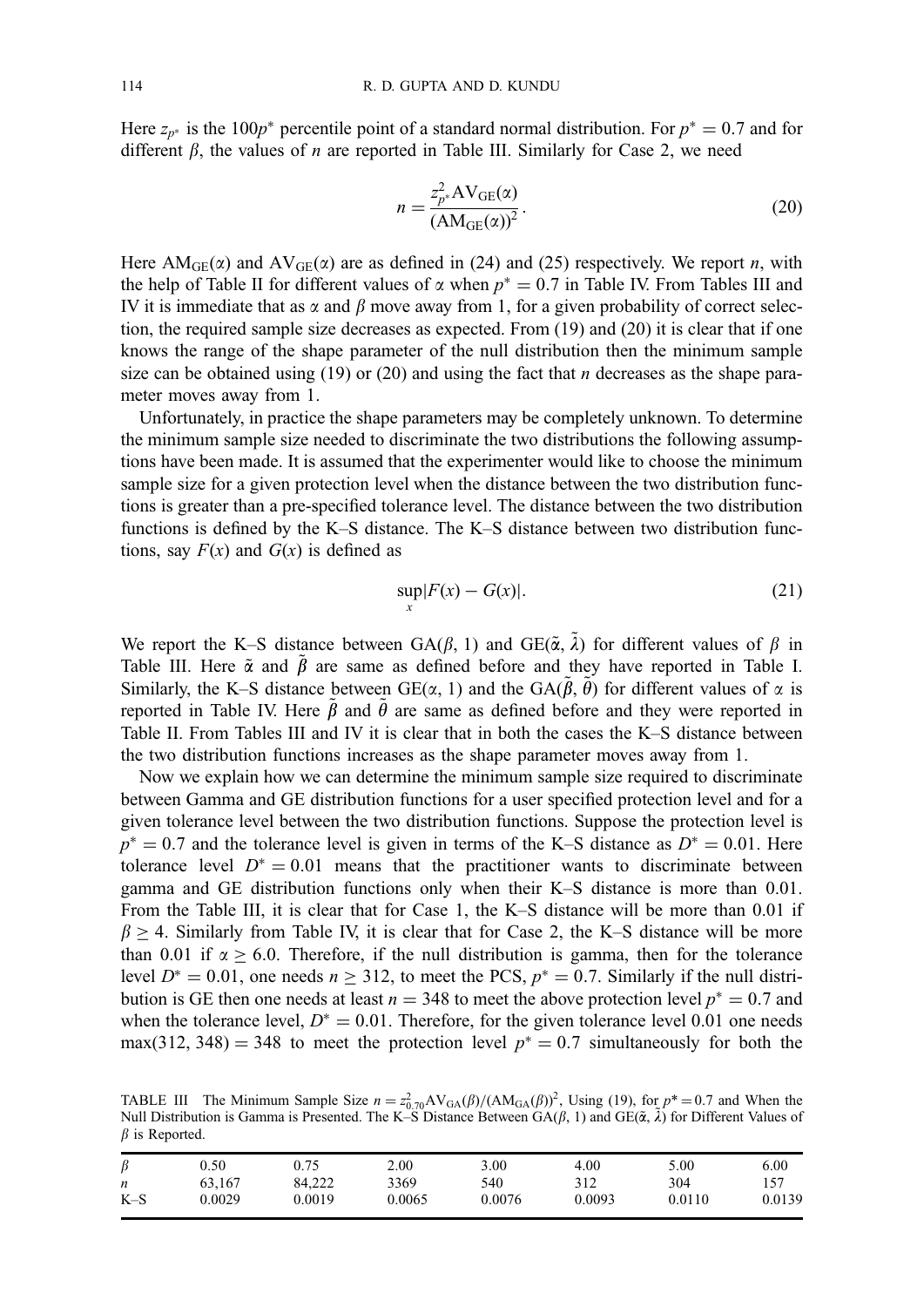Here $z_{p^*}$ is the $100p^*$ percentile point of a standard normal distribution. For $p^* = 0.7$ and for different $\beta$, the values of $n$ are reported in Table III. Similarly for Case 2, we need

$$n = \frac{z_{p^*}^2 \text{AV}_{\text{GE}}(\alpha)}{(\text{AM}_{\text{GE}}(\alpha))^2}. \tag{20}$$

Here $\text{AM}_{\text{GE}}(\alpha)$ and $\text{AV}_{\text{GE}}(\alpha)$ are as defined in (24) and (25) respectively. We report $n$, with the help of Table II for different values of $\alpha$ when $p^* = 0.7$ in Table IV. From Tables III and IV it is immediate that as $\alpha$ and $\beta$ move away from 1, for a given probability of correct selection, the required sample size decreases as expected. From (19) and (20) it is clear that if one knows the range of the shape parameter of the null distribution then the minimum sample size can be obtained using (19) or (20) and using the fact that $n$ decreases as the shape parameter moves away from 1.

Unfortunately, in practice the shape parameters may be completely unknown. To determine the minimum sample size needed to discriminate the two distributions the following assumptions have been made. It is assumed that the experimenter would like to choose the minimum sample size for a given protection level when the distance between the two distribution functions is greater than a pre-specified tolerance level. The distance between the two distribution functions is defined by the K–S distance. The K–S distance between two distribution functions, say $F(x)$ and $G(x)$ is defined as

$$\sup_x |F(x) - G(x)|. \tag{21}$$

We report the K–S distance between $\text{GA}(\beta, 1)$ and $\text{GE}(\tilde{\alpha}, \tilde{\lambda})$ for different values of $\beta$ in Table III. Here $\tilde{\alpha}$ and $\tilde{\beta}$ are same as defined before and they have reported in Table I. Similarly, the K–S distance between $\text{GE}(\alpha, 1)$ and the $\text{GA}(\tilde{\beta}, \tilde{\theta})$ for different values of $\alpha$ is reported in Table IV. Here $\tilde{\beta}$ and $\tilde{\theta}$ are same as defined before and they were reported in Table II. From Tables III and IV it is clear that in both the cases the K–S distance between the two distribution functions increases as the shape parameter moves away from 1.

Now we explain how we can determine the minimum sample size required to discriminate between Gamma and GE distribution functions for a user specified protection level and for a given tolerance level between the two distribution functions. Suppose the protection level is $p^* = 0.7$ and the tolerance level is given in terms of the K–S distance as $D^* = 0.01$. Here tolerance level $D^* = 0.01$ means that the practitioner wants to discriminate between gamma and GE distribution functions only when their K–S distance is more than 0.01. From the Table III, it is clear that for Case 1, the K–S distance will be more than 0.01 if $\beta \geq 4$. Similarly from Table IV, it is clear that for Case 2, the K–S distance will be more than 0.01 if $\alpha \geq 6.0$. Therefore, if the null distribution is gamma, then for the tolerance level $D^* = 0.01$, one needs $n \geq 312$, to meet the PCS, $p^* = 0.7$. Similarly if the null distribution is GE then one needs at least $n = 348$ to meet the above protection level $p^* = 0.7$ and when the tolerance level, $D^* = 0.01$. Therefore, for the given tolerance level 0.01 one needs $\max(312, 348) = 348$ to meet the protection level $p^* = 0.7$ simultaneously for both the

TABLE III The Minimum Sample Size $n = z_{0.70}^2 \text{AV}_{\text{GA}}(\beta)/(\text{AM}_{\text{GA}}(\beta))^2$, Using (19), for $p^* = 0.7$ and When the Null Distribution is Gamma is Presented. The K–S Distance Between $\text{GA}(\beta, 1)$ and $\text{GE}(\tilde{\alpha}, \tilde{\lambda})$ for Different Values of $\beta$ is Reported.

| $\beta$ | 0.50 | 0.75 | 2.00 | 3.00 | 4.00 | 5.00 | 6.00 |
|---|---|---|---|---|---|---|---|
| $n$ | 63,167 | 84,222 | 3369 | 540 | 312 | 304 | 157 |
| K–S | 0.0029 | 0.0019 | 0.0065 | 0.0076 | 0.0093 | 0.0110 | 0.0139 |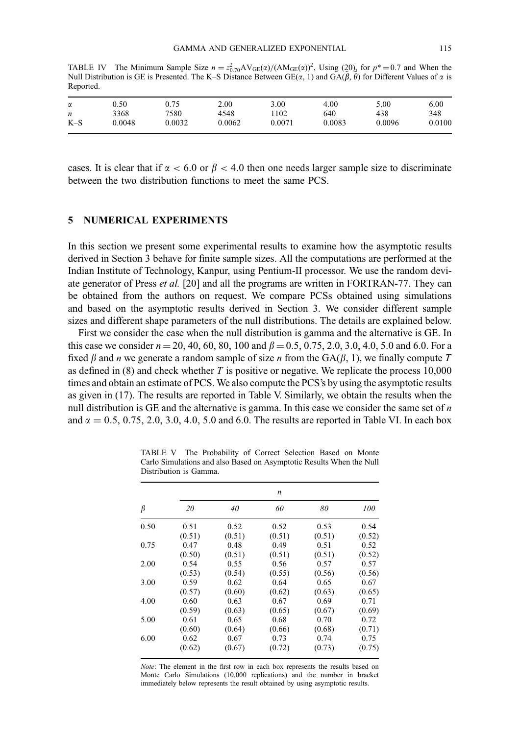TABLE IV The Minimum Sample Size $n = z_{0.70}^2 \mathrm{AV}_{\mathrm{GE}}(\alpha)/(\mathrm{AM}_{\mathrm{GE}}(\alpha))^2$, Using (20), for $p^* = 0.7$ and When the Null Distribution is GE is Presented. The K–S Distance Between GE($\alpha$, 1) and GA($\tilde{\beta}$, $\tilde{\theta}$) for Different Values of $\alpha$ is Reported.

| $\alpha$ | 0.50 | 0.75 | 2.00 | 3.00 | 4.00 | 5.00 | 6.00 |
|---|---|---|---|---|---|---|---|
| $n$ | 3368 | 7580 | 4548 | 1102 | 640 | 438 | 348 |
| K–S | 0.0048 | 0.0032 | 0.0062 | 0.0071 | 0.0083 | 0.0096 | 0.0100 |

cases. It is clear that if $\alpha < 6.0$ or $\beta < 4.0$ then one needs larger sample size to discriminate between the two distribution functions to meet the same PCS.

## 5 NUMERICAL EXPERIMENTS

In this section we present some experimental results to examine how the asymptotic results derived in Section 3 behave for finite sample sizes. All the computations are performed at the Indian Institute of Technology, Kanpur, using Pentium-II processor. We use the random deviate generator of Press *et al.* [20] and all the programs are written in FORTRAN-77. They can be obtained from the authors on request. We compare PCSs obtained using simulations and based on the asymptotic results derived in Section 3. We consider different sample sizes and different shape parameters of the null distributions. The details are explained below.

First we consider the case when the null distribution is gamma and the alternative is GE. In this case we consider $n = 20, 40, 60, 80, 100$ and $\beta = 0.5, 0.75, 2.0, 3.0, 4.0, 5.0$ and 6.0. For a fixed $\beta$ and $n$ we generate a random sample of size $n$ from the GA($\beta$, 1), we finally compute $T$ as defined in (8) and check whether $T$ is positive or negative. We replicate the process 10,000 times and obtain an estimate of PCS. We also compute the PCS's by using the asymptotic results as given in (17). The results are reported in Table V. Similarly, we obtain the results when the null distribution is GE and the alternative is gamma. In this case we consider the same set of $n$ and $\alpha = 0.5, 0.75, 2.0, 3.0, 4.0, 5.0$ and 6.0. The results are reported in Table VI. In each box

TABLE V The Probability of Correct Selection Based on Monte Carlo Simulations and also Based on Asymptotic Results When the Null Distribution is Gamma.

| $\beta$ | $n$ = *20* | *40* | *60* | *80* | *100* |
|---|---|---|---|---|---|
| 0.50 | 0.51 | 0.52 | 0.52 | 0.53 | 0.54 |
| | (0.51) | (0.51) | (0.51) | (0.51) | (0.52) |
| 0.75 | 0.47 | 0.48 | 0.49 | 0.51 | 0.52 |
| | (0.50) | (0.51) | (0.51) | (0.51) | (0.52) |
| 2.00 | 0.54 | 0.55 | 0.56 | 0.57 | 0.57 |
| | (0.53) | (0.54) | (0.55) | (0.56) | (0.56) |
| 3.00 | 0.59 | 0.62 | 0.64 | 0.65 | 0.67 |
| | (0.57) | (0.60) | (0.62) | (0.63) | (0.65) |
| 4.00 | 0.60 | 0.63 | 0.67 | 0.69 | 0.71 |
| | (0.59) | (0.63) | (0.65) | (0.67) | (0.69) |
| 5.00 | 0.61 | 0.65 | 0.68 | 0.70 | 0.72 |
| | (0.60) | (0.64) | (0.66) | (0.68) | (0.71) |
| 6.00 | 0.62 | 0.67 | 0.73 | 0.74 | 0.75 |
| | (0.62) | (0.67) | (0.72) | (0.73) | (0.75) |

*Note*: The element in the first row in each box represents the results based on Monte Carlo Simulations (10,000 replications) and the number in bracket immediately below represents the result obtained by using asymptotic results.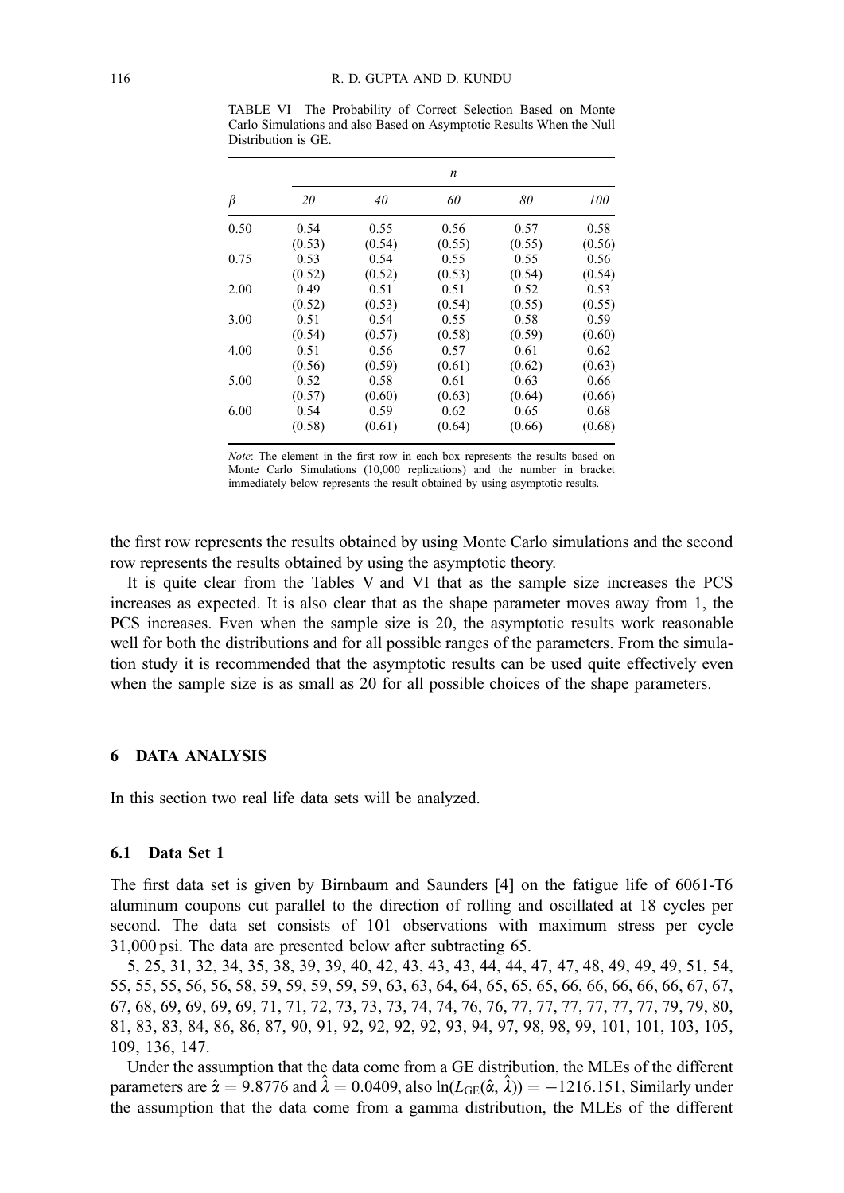TABLE VI The Probability of Correct Selection Based on Monte Carlo Simulations and also Based on Asymptotic Results When the Null Distribution is GE.

| $\beta$ | *n* | | | | |
|---|---|---|---|---|---|
| | *20* | *40* | *60* | *80* | *100* |
| 0.50 | 0.54<br>(0.53) | 0.55<br>(0.54) | 0.56<br>(0.55) | 0.57<br>(0.55) | 0.58<br>(0.56) |
| 0.75 | 0.53<br>(0.52) | 0.54<br>(0.52) | 0.55<br>(0.53) | 0.55<br>(0.54) | 0.56<br>(0.54) |
| 2.00 | 0.49<br>(0.52) | 0.51<br>(0.53) | 0.51<br>(0.54) | 0.52<br>(0.55) | 0.53<br>(0.55) |
| 3.00 | 0.51<br>(0.54) | 0.54<br>(0.57) | 0.55<br>(0.58) | 0.58<br>(0.59) | 0.59<br>(0.60) |
| 4.00 | 0.51<br>(0.56) | 0.56<br>(0.59) | 0.57<br>(0.61) | 0.61<br>(0.62) | 0.62<br>(0.63) |
| 5.00 | 0.52<br>(0.57) | 0.58<br>(0.60) | 0.61<br>(0.63) | 0.63<br>(0.64) | 0.66<br>(0.66) |
| 6.00 | 0.54<br>(0.58) | 0.59<br>(0.61) | 0.62<br>(0.64) | 0.65<br>(0.66) | 0.68<br>(0.68) |

*Note*: The element in the first row in each box represents the results based on Monte Carlo Simulations (10,000 replications) and the number in bracket immediately below represents the result obtained by using asymptotic results.

the first row represents the results obtained by using Monte Carlo simulations and the second row represents the results obtained by using the asymptotic theory.

It is quite clear from the Tables V and VI that as the sample size increases the PCS increases as expected. It is also clear that as the shape parameter moves away from 1, the PCS increases. Even when the sample size is 20, the asymptotic results work reasonable well for both the distributions and for all possible ranges of the parameters. From the simulation study it is recommended that the asymptotic results can be used quite effectively even when the sample size is as small as 20 for all possible choices of the shape parameters.

## 6 DATA ANALYSIS

In this section two real life data sets will be analyzed.

### 6.1 Data Set 1

The first data set is given by Birnbaum and Saunders [4] on the fatigue life of 6061-T6 aluminum coupons cut parallel to the direction of rolling and oscillated at 18 cycles per second. The data set consists of 101 observations with maximum stress per cycle 31,000 psi. The data are presented below after subtracting 65.

5, 25, 31, 32, 34, 35, 38, 39, 39, 40, 42, 43, 43, 43, 44, 44, 47, 47, 48, 49, 49, 49, 51, 54, 55, 55, 55, 56, 56, 58, 59, 59, 59, 59, 59, 63, 63, 64, 64, 65, 65, 65, 66, 66, 66, 66, 66, 67, 67, 67, 68, 69, 69, 69, 69, 71, 71, 72, 73, 73, 73, 74, 74, 76, 76, 77, 77, 77, 77, 77, 77, 79, 79, 80, 81, 83, 83, 84, 86, 86, 87, 90, 91, 92, 92, 92, 92, 93, 94, 97, 98, 98, 99, 101, 101, 103, 105, 109, 136, 147.

Under the assumption that the data come from a GE distribution, the MLEs of the different parameters are $\hat{\alpha} = 9.8776$ and $\hat{\lambda} = 0.0409$, also $\ln(L_{GE}(\hat{\alpha}, \hat{\lambda})) = -1216.151$, Similarly under the assumption that the data come from a gamma distribution, the MLEs of the different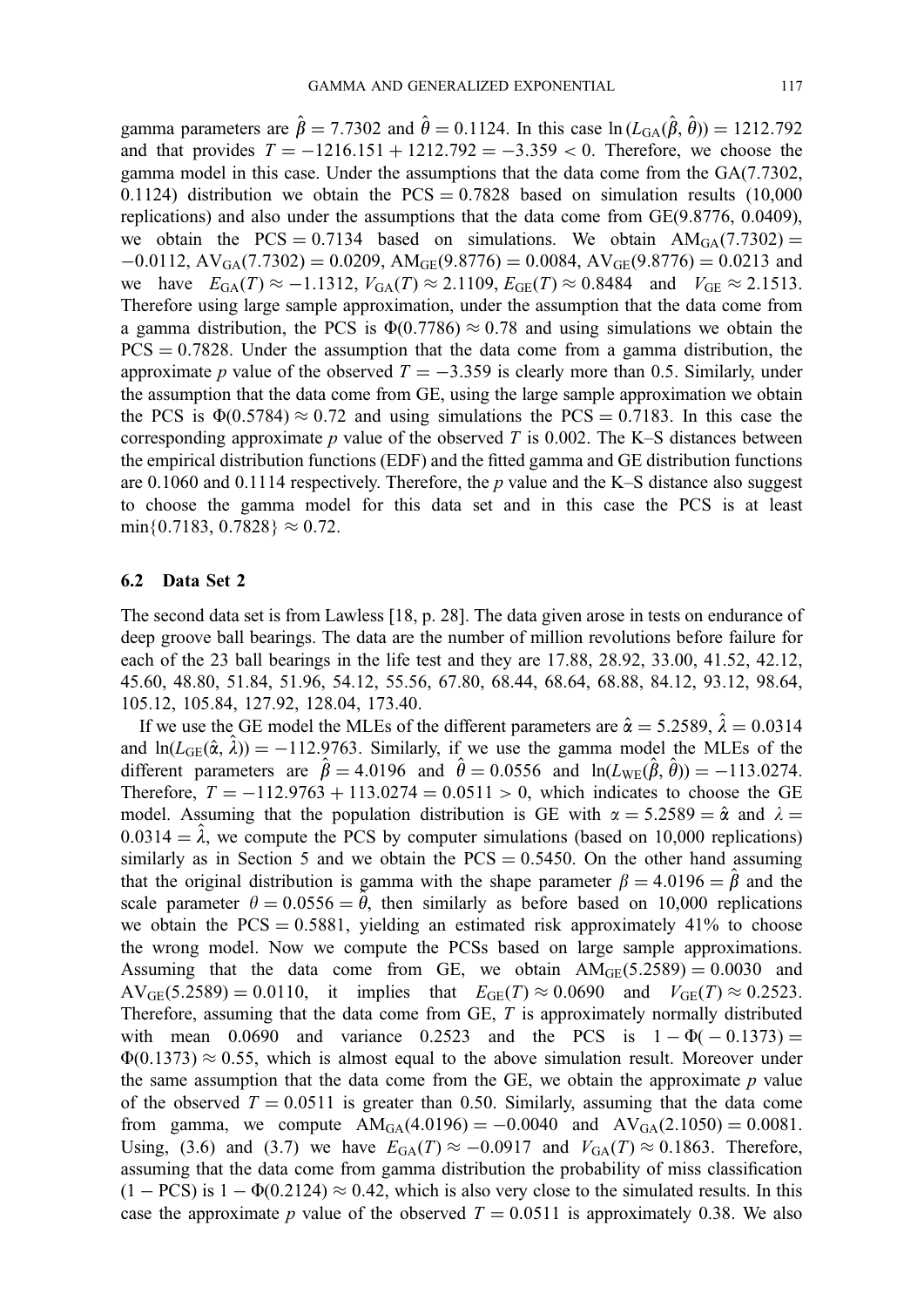gamma parameters are $\hat{\beta} = 7.7302$ and $\hat{\theta} = 0.1124$. In this case $\ln(L_{\mathrm{GA}}(\hat{\beta}, \hat{\theta})) = 1212.792$ and that provides $T = -1216.151 + 1212.792 = -3.359 < 0$. Therefore, we choose the gamma model in this case. Under the assumptions that the data come from the GA(7.7302, 0.1124) distribution we obtain the $\mathrm{PCS} = 0.7828$ based on simulation results (10,000 replications) and also under the assumptions that the data come from GE(9.8776, 0.0409), we obtain the $\mathrm{PCS} = 0.7134$ based on simulations. We obtain $\mathrm{AM}_{\mathrm{GA}}(7.7302) = -0.0112$, $\mathrm{AV}_{\mathrm{GA}}(7.7302) = 0.0209$, $\mathrm{AM}_{\mathrm{GE}}(9.8776) = 0.0084$, $\mathrm{AV}_{\mathrm{GE}}(9.8776) = 0.0213$ and we have $E_{\mathrm{GA}}(T) \approx -1.1312$, $V_{\mathrm{GA}}(T) \approx 2.1109$, $E_{\mathrm{GE}}(T) \approx 0.8484$ and $V_{\mathrm{GE}} \approx 2.1513$. Therefore using large sample approximation, under the assumption that the data come from a gamma distribution, the PCS is $\Phi(0.7786) \approx 0.78$ and using simulations we obtain the $\mathrm{PCS} = 0.7828$. Under the assumption that the data come from a gamma distribution, the approximate $p$ value of the observed $T = -3.359$ is clearly more than 0.5. Similarly, under the assumption that the data come from GE, using the large sample approximation we obtain the PCS is $\Phi(0.5784) \approx 0.72$ and using simulations the $\mathrm{PCS} = 0.7183$. In this case the corresponding approximate $p$ value of the observed $T$ is 0.002. The K–S distances between the empirical distribution functions (EDF) and the fitted gamma and GE distribution functions are 0.1060 and 0.1114 respectively. Therefore, the $p$ value and the K–S distance also suggest to choose the gamma model for this data set and in this case the PCS is at least $\min\{0.7183, 0.7828\} \approx 0.72$.

### 6.2 Data Set 2

The second data set is from Lawless [18, p. 28]. The data given arose in tests on endurance of deep groove ball bearings. The data are the number of million revolutions before failure for each of the 23 ball bearings in the life test and they are 17.88, 28.92, 33.00, 41.52, 42.12, 45.60, 48.80, 51.84, 51.96, 54.12, 55.56, 67.80, 68.44, 68.64, 68.88, 84.12, 93.12, 98.64, 105.12, 105.84, 127.92, 128.04, 173.40.

If we use the GE model the MLEs of the different parameters are $\hat{\alpha} = 5.2589$, $\hat{\lambda} = 0.0314$ and $\ln(L_{\mathrm{GE}}(\hat{\alpha}, \hat{\lambda})) = -112.9763$. Similarly, if we use the gamma model the MLEs of the different parameters are $\hat{\beta} = 4.0196$ and $\hat{\theta} = 0.0556$ and $\ln(L_{\mathrm{WE}}(\hat{\beta}, \hat{\theta})) = -113.0274$. Therefore, $T = -112.9763 + 113.0274 = 0.0511 > 0$, which indicates to choose the GE model. Assuming that the population distribution is GE with $\alpha = 5.2589 = \hat{\alpha}$ and $\lambda = 0.0314 = \hat{\lambda}$, we compute the PCS by computer simulations (based on 10,000 replications) similarly as in Section 5 and we obtain the $\mathrm{PCS} = 0.5450$. On the other hand assuming that the original distribution is gamma with the shape parameter $\beta = 4.0196 = \hat{\beta}$ and the scale parameter $\theta = 0.0556 = \hat{\theta}$, then similarly as before based on 10,000 replications we obtain the $\mathrm{PCS} = 0.5881$, yielding an estimated risk approximately 41% to choose the wrong model. Now we compute the PCSs based on large sample approximations. Assuming that the data come from GE, we obtain $\mathrm{AM}_{\mathrm{GE}}(5.2589) = 0.0030$ and $\mathrm{AV}_{\mathrm{GE}}(5.2589) = 0.0110$, it implies that $E_{\mathrm{GE}}(T) \approx 0.0690$ and $V_{\mathrm{GE}}(T) \approx 0.2523$. Therefore, assuming that the data come from GE, $T$ is approximately normally distributed with mean 0.0690 and variance 0.2523 and the PCS is $1 - \Phi(-0.1373) = \Phi(0.1373) \approx 0.55$, which is almost equal to the above simulation result. Moreover under the same assumption that the data come from the GE, we obtain the approximate $p$ value of the observed $T = 0.0511$ is greater than 0.50. Similarly, assuming that the data come from gamma, we compute $\mathrm{AM}_{\mathrm{GA}}(4.0196) = -0.0040$ and $\mathrm{AV}_{\mathrm{GA}}(2.1050) = 0.0081$. Using, (3.6) and (3.7) we have $E_{\mathrm{GA}}(T) \approx -0.0917$ and $V_{\mathrm{GA}}(T) \approx 0.1863$. Therefore, assuming that the data come from gamma distribution the probability of miss classification $(1 - \mathrm{PCS})$ is $1 - \Phi(0.2124) \approx 0.42$, which is also very close to the simulated results. In this case the approximate $p$ value of the observed $T = 0.0511$ is approximately 0.38. We also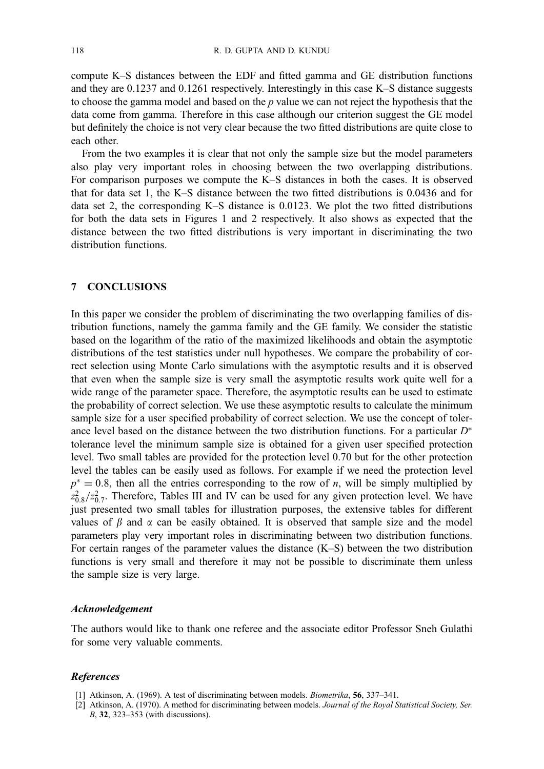compute K–S distances between the EDF and fitted gamma and GE distribution functions and they are 0.1237 and 0.1261 respectively. Interestingly in this case K–S distance suggests to choose the gamma model and based on the $p$ value we can not reject the hypothesis that the data come from gamma. Therefore in this case although our criterion suggest the GE model but definitely the choice is not very clear because the two fitted distributions are quite close to each other.

From the two examples it is clear that not only the sample size but the model parameters also play very important roles in choosing between the two overlapping distributions. For comparison purposes we compute the K–S distances in both the cases. It is observed that for data set 1, the K–S distance between the two fitted distributions is 0.0436 and for data set 2, the corresponding K–S distance is 0.0123. We plot the two fitted distributions for both the data sets in Figures 1 and 2 respectively. It also shows as expected that the distance between the two fitted distributions is very important in discriminating the two distribution functions.

## 7 CONCLUSIONS

In this paper we consider the problem of discriminating the two overlapping families of distribution functions, namely the gamma family and the GE family. We consider the statistic based on the logarithm of the ratio of the maximized likelihoods and obtain the asymptotic distributions of the test statistics under null hypotheses. We compare the probability of correct selection using Monte Carlo simulations with the asymptotic results and it is observed that even when the sample size is very small the asymptotic results work quite well for a wide range of the parameter space. Therefore, the asymptotic results can be used to estimate the probability of correct selection. We use these asymptotic results to calculate the minimum sample size for a user specified probability of correct selection. We use the concept of tolerance level based on the distance between the two distribution functions. For a particular $D^*$ tolerance level the minimum sample size is obtained for a given user specified protection level. Two small tables are provided for the protection level 0.70 but for the other protection level the tables can be easily used as follows. For example if we need the protection level $p^* = 0.8$, then all the entries corresponding to the row of $n$, will be simply multiplied by $z_{0.8}^2/z_{0.7}^2$. Therefore, Tables III and IV can be used for any given protection level. We have just presented two small tables for illustration purposes, the extensive tables for different values of $\beta$ and $\alpha$ can be easily obtained. It is observed that sample size and the model parameters play very important roles in discriminating between two distribution functions. For certain ranges of the parameter values the distance (K–S) between the two distribution functions is very small and therefore it may not be possible to discriminate them unless the sample size is very large.

### *Acknowledgement*

The authors would like to thank one referee and the associate editor Professor Sneh Gulathi for some very valuable comments.

### *References*

[1] Atkinson, A. (1969). A test of discriminating between models. *Biometrika*, **56**, 337–341.

[2] Atkinson, A. (1970). A method for discriminating between models. *Journal of the Royal Statistical Society, Ser. B*, **32**, 323–353 (with discussions).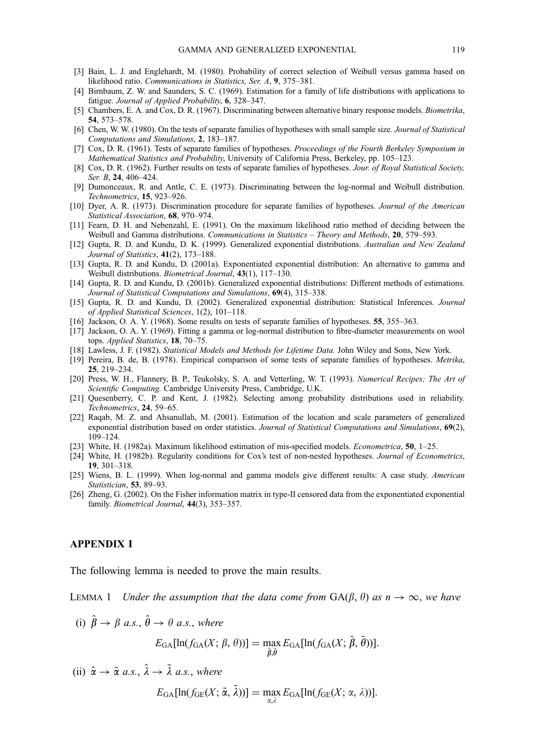[3] Bain, L. J. and Englehardt, M. (1980). Probability of correct selection of Weibull versus gamma based on likelihood ratio. *Communications in Statistics, Ser. A*, **9**, 375–381.

[4] Birnbaum, Z. W. and Saunders, S. C. (1969). Estimation for a family of life distributions with applications to fatigue. *Journal of Applied Probability*, **6**, 328–347.

[5] Chambers, E. A. and Cox, D. R. (1967). Discriminating between alternative binary response models. *Biometrika*, **54**, 573–578.

[6] Chen, W. W. (1980). On the tests of separate families of hypotheses with small sample size. *Journal of Statistical Computations and Simulations*, **2**, 183–187.

[7] Cox, D. R. (1961). Tests of separate families of hypotheses. *Proceedings of the Fourth Berkeley Symposium in Mathematical Statistics and Probability*, University of California Press, Berkeley, pp. 105–123.

[8] Cox, D. R. (1962). Further results on tests of separate families of hypotheses. *Jour. of Royal Statistical Society, Ser. B*, **24**, 406–424.

[9] Dumonceaux, R. and Antle, C. E. (1973). Discriminating between the log-normal and Weibull distribution. *Technometrics*, **15**, 923–926.

[10] Dyer, A. R. (1973). Discrimination procedure for separate families of hypotheses. *Journal of the American Statistical Association*, **68**, 970–974.

[11] Fearn, D. H. and Nebenzahl, E. (1991). On the maximum likelihood ratio method of deciding between the Weibull and Gamma distributions. *Communications in Statistics – Theory and Methods*, **20**, 579–593.

[12] Gupta, R. D. and Kundu, D. K. (1999). Generalized exponential distributions. *Australian and New Zealand Journal of Statistics*, **41**(2), 173–188.

[13] Gupta, R. D. and Kundu, D. (2001a). Exponentiated exponential distribution: An alternative to gamma and Weibull distributions. *Biometrical Journal*, **43**(1), 117–130.

[14] Gupta, R. D. and Kundu, D. (2001b). Generalized exponential distributions: Different methods of estimations. *Journal of Statistical Computations and Simulations*, **69**(4), 315–338.

[15] Gupta, R. D. and Kundu, D. (2002). Generalized exponential distribution: Statistical Inferences. *Journal of Applied Statistical Sciences*, 1(2), 101–118.

[16] Jackson, O. A. Y. (1968). Some results on tests of separate families of hypotheses. **55**, 355–363.

[17] Jackson, O. A. Y. (1969). Fitting a gamma or log-normal distribution to fibre-diameter measurements on wool tops. *Applied Statistics*, **18**, 70–75.

[18] Lawless, J. F. (1982). *Statistical Models and Methods for Lifetime Data.* John Wiley and Sons, New York.

[19] Pereira, B. de, B. (1978). Empirical comparison of some tests of separate families of hypotheses. *Metrika*, **25**, 219–234.

[20] Press, W. H., Flannery, B. P., Teukolsky, S. A. and Vetterling, W. T. (1993). *Numerical Recipes; The Art of Scientific Computing.* Cambridge University Press, Cambridge, U.K.

[21] Quesenberry, C. P. and Kent, J. (1982). Selecting among probability distributions used in reliability. *Technometrics*, **24**, 59–65.

[22] Raqab, M. Z. and Ahsanullah, M. (2001). Estimation of the location and scale parameters of generalized exponential distribution based on order statistics. *Journal of Statistical Computations and Simulations*, **69**(2), 109–124.

[23] White, H. (1982a). Maximum likelihood estimation of mis-specified models. *Econometrica*, **50**, 1–25.

[24] White, H. (1982b). Regularity conditions for Cox's test of non-nested hypotheses. *Journal of Econometrics*, **19**, 301–318.

[25] Wiens, B. L. (1999). When log-normal and gamma models give different results: A case study. *American Statistician*, **53**, 89–93.

[26] Zheng, G. (2002). On the Fisher information matrix in type-II censored data from the exponentiated exponential family. *Biometrical Journal*, **44**(3), 353–357.

## APPENDIX I

The following lemma is needed to prove the main results.

LEMMA 1 *Under the assumption that the data come from* $\mathrm{GA}(\beta, \theta)$ *as* $n \to \infty$, *we have*

(i) $\hat{\beta} \to \beta$ *a.s.*, $\hat{\theta} \to \theta$ *a.s.*, *where*

$$E_{\mathrm{GA}}[\ln(f_{\mathrm{GA}}(X;\, \beta,\, \theta))] = \max_{\bar{\beta}, \bar{\theta}} E_{\mathrm{GA}}[\ln(f_{\mathrm{GA}}(X;\, \bar{\beta},\, \bar{\theta}))].$$

(ii) $\hat{\alpha} \to \tilde{\alpha}$ *a.s.*, $\hat{\lambda} \to \tilde{\lambda}$ *a.s.*, *where*

$$E_{\mathrm{GA}}[\ln(f_{\mathrm{GE}}(X;\, \tilde{\alpha},\, \tilde{\lambda}))] = \max_{\alpha, \lambda} E_{\mathrm{GA}}[\ln(f_{\mathrm{GE}}(X;\, \alpha,\, \lambda))].$$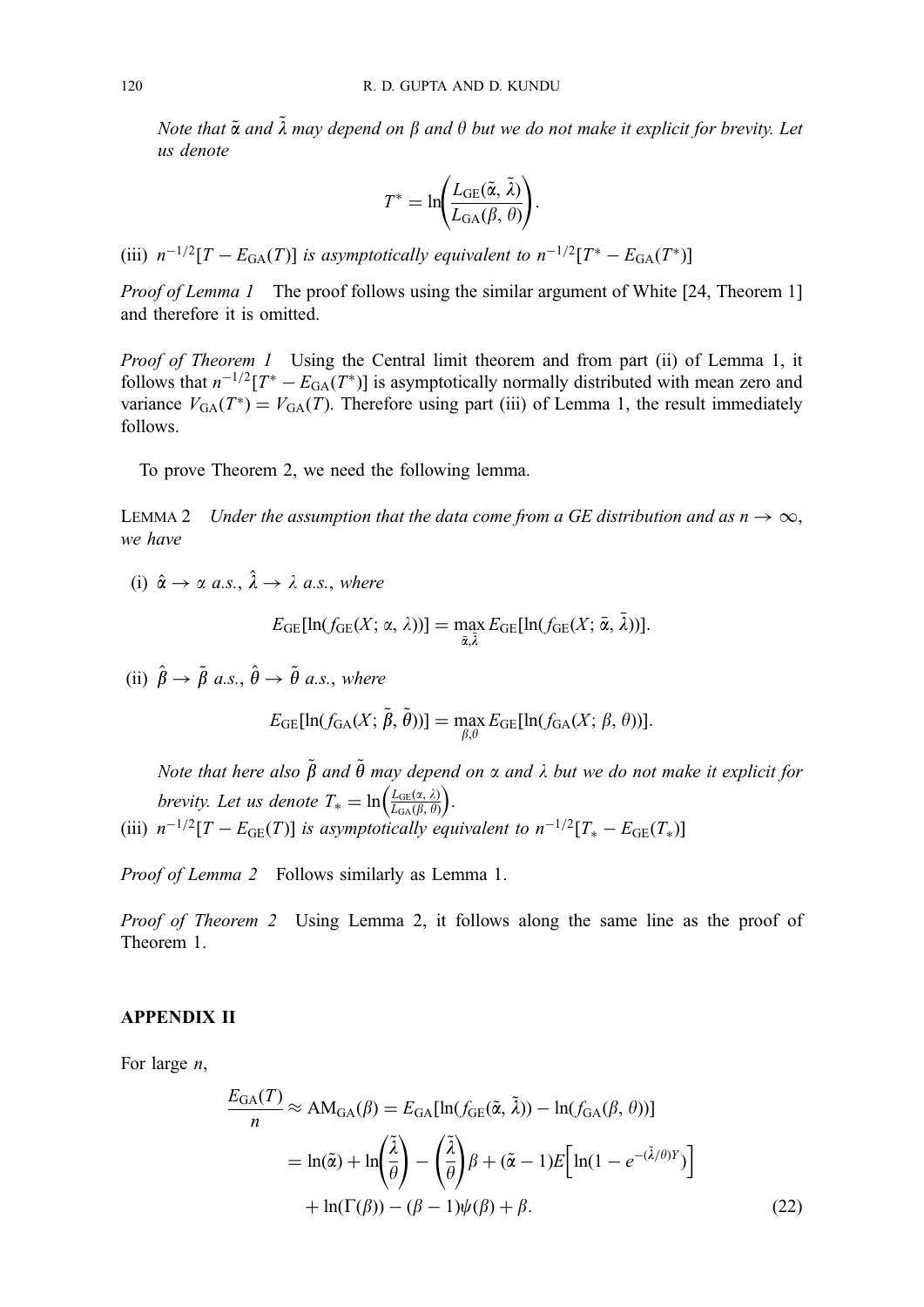*Note that $\tilde{\alpha}$ and $\tilde{\lambda}$ may depend on $\beta$ and $\theta$ but we do not make it explicit for brevity. Let us denote*

$$T^* = \ln\left(\frac{L_{\mathrm{GE}}(\tilde{\alpha}, \tilde{\lambda})}{L_{\mathrm{GA}}(\beta, \theta)}\right).$$

(iii) *$n^{-1/2}[T - E_{\mathrm{GA}}(T)]$ is asymptotically equivalent to $n^{-1/2}[T^* - E_{\mathrm{GA}}(T^*)]$*

*Proof of Lemma 1* The proof follows using the similar argument of White [24, Theorem 1] and therefore it is omitted.

*Proof of Theorem 1* Using the Central limit theorem and from part (ii) of Lemma 1, it follows that $n^{-1/2}[T^* - E_{\mathrm{GA}}(T^*)]$ is asymptotically normally distributed with mean zero and variance $V_{\mathrm{GA}}(T^*) = V_{\mathrm{GA}}(T)$. Therefore using part (iii) of Lemma 1, the result immediately follows.

To prove Theorem 2, we need the following lemma.

LEMMA 2 *Under the assumption that the data come from a GE distribution and as $n \to \infty$, we have*

(i) $\hat{\alpha} \to \alpha$ *a.s.*, $\hat{\lambda} \to \lambda$ *a.s., where*

$$E_{\mathrm{GE}}[\ln(f_{\mathrm{GE}}(X; \alpha, \lambda))] = \max_{\bar{\alpha}, \bar{\lambda}} E_{\mathrm{GE}}[\ln(f_{\mathrm{GE}}(X; \bar{\alpha}, \bar{\lambda}))].$$

(ii) $\hat{\beta} \to \tilde{\beta}$ *a.s.*, $\hat{\theta} \to \tilde{\theta}$ *a.s., where*

$$E_{\mathrm{GE}}[\ln(f_{\mathrm{GA}}(X; \tilde{\beta}, \tilde{\theta}))] = \max_{\beta, \theta} E_{\mathrm{GE}}[\ln(f_{\mathrm{GA}}(X; \beta, \theta))].$$

*Note that here also $\tilde{\beta}$ and $\tilde{\theta}$ may depend on $\alpha$ and $\lambda$ but we do not make it explicit for brevity. Let us denote $T_* = \ln\left(\frac{L_{\mathrm{GE}}(\alpha, \lambda)}{L_{\mathrm{GA}}(\tilde{\beta}, \tilde{\theta})}\right)$.*

(iii) *$n^{-1/2}[T - E_{\mathrm{GE}}(T)]$ is asymptotically equivalent to $n^{-1/2}[T_* - E_{\mathrm{GE}}(T_*)]$*

*Proof of Lemma 2* Follows similarly as Lemma 1.

*Proof of Theorem 2* Using Lemma 2, it follows along the same line as the proof of Theorem 1.

## APPENDIX II

For large $n$,

$$\begin{aligned}
\frac{E_{\mathrm{GA}}(T)}{n} &\approx \mathrm{AM}_{\mathrm{GA}}(\beta) = E_{\mathrm{GA}}[\ln(f_{\mathrm{GE}}(\tilde{\alpha}, \tilde{\lambda})) - \ln(f_{\mathrm{GA}}(\beta, \theta))] \\
&= \ln(\tilde{\alpha}) + \ln\left(\frac{\tilde{\lambda}}{\theta}\right) - \left(\frac{\tilde{\lambda}}{\theta}\right)\beta + (\tilde{\alpha} - 1)E\left[\ln(1 - e^{-(\tilde{\lambda}/\theta)Y})\right] \\
&\quad + \ln(\Gamma(\beta)) - (\beta - 1)\psi(\beta) + \beta. \qquad (22)
\end{aligned}$$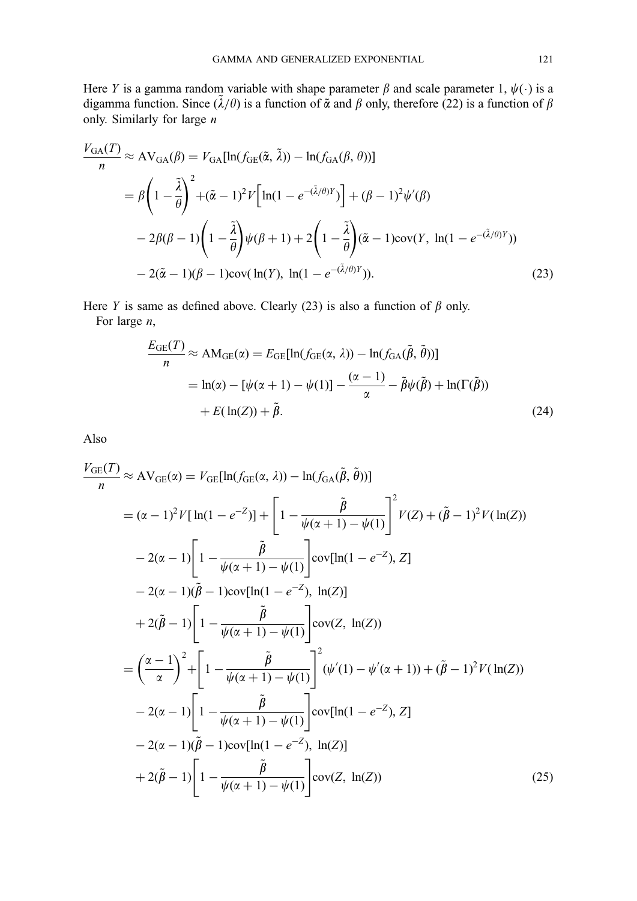Here $Y$ is a gamma random variable with shape parameter $\beta$ and scale parameter 1, $\psi(\cdot)$ is a digamma function. Since $(\tilde{\lambda}/\theta)$ is a function of $\tilde{\alpha}$ and $\beta$ only, therefore (22) is a function of $\beta$ only. Similarly for large $n$

$$
\begin{aligned}
\frac{V_{\mathrm{GA}}(T)}{n} &\approx \mathrm{AV}_{\mathrm{GA}}(\beta) = V_{\mathrm{GA}}[\ln(f_{\mathrm{GE}}(\tilde{\alpha}, \tilde{\lambda})) - \ln(f_{\mathrm{GA}}(\beta, \theta))] \\
&= \beta\left(1 - \frac{\tilde{\lambda}}{\theta}\right)^2 + (\tilde{\alpha} - 1)^2 V\left[\ln(1 - e^{-(\tilde{\lambda}/\theta)Y})\right] + (\beta - 1)^2\psi'(\beta) \\
&\quad - 2\beta(\beta - 1)\left(1 - \frac{\tilde{\lambda}}{\theta}\right)\psi(\beta + 1) + 2\left(1 - \frac{\tilde{\lambda}}{\theta}\right)(\tilde{\alpha} - 1)\mathrm{cov}(Y,\ \ln(1 - e^{-(\tilde{\lambda}/\theta)Y})) \\
&\quad - 2(\tilde{\alpha} - 1)(\beta - 1)\mathrm{cov}(\ln(Y),\ \ln(1 - e^{-(\tilde{\lambda}/\theta)Y})).
\end{aligned}
\tag{23}
$$

Here $Y$ is same as defined above. Clearly (23) is also a function of $\beta$ only.

For large $n$,

$$
\begin{aligned}
\frac{E_{\mathrm{GE}}(T)}{n} &\approx \mathrm{AM}_{\mathrm{GE}}(\alpha) = E_{\mathrm{GE}}[\ln(f_{\mathrm{GE}}(\alpha, \lambda)) - \ln(f_{\mathrm{GA}}(\tilde{\beta}, \tilde{\theta}))] \\
&= \ln(\alpha) - [\psi(\alpha + 1) - \psi(1)] - \frac{(\alpha - 1)}{\alpha} - \tilde{\beta}\psi(\tilde{\beta}) + \ln(\Gamma(\tilde{\beta})) \\
&\quad + E(\ln(Z)) + \tilde{\beta}.
\end{aligned}
\tag{24}
$$

Also

$$
\begin{aligned}
\frac{V_{\mathrm{GE}}(T)}{n} &\approx \mathrm{AV}_{\mathrm{GE}}(\alpha) = V_{\mathrm{GE}}[\ln(f_{\mathrm{GE}}(\alpha, \lambda)) - \ln(f_{\mathrm{GA}}(\tilde{\beta}, \tilde{\theta}))] \\
&= (\alpha - 1)^2 V[\ln(1 - e^{-Z})] + \left[1 - \frac{\tilde{\beta}}{\psi(\alpha + 1) - \psi(1)}\right]^2 V(Z) + (\tilde{\beta} - 1)^2 V(\ln(Z)) \\
&\quad - 2(\alpha - 1)\left[1 - \frac{\tilde{\beta}}{\psi(\alpha + 1) - \psi(1)}\right]\mathrm{cov}[\ln(1 - e^{-Z}),\ Z] \\
&\quad - 2(\alpha - 1)(\tilde{\beta} - 1)\mathrm{cov}[\ln(1 - e^{-Z}),\ \ln(Z)] \\
&\quad + 2(\tilde{\beta} - 1)\left[1 - \frac{\tilde{\beta}}{\psi(\alpha + 1) - \psi(1)}\right]\mathrm{cov}(Z,\ \ln(Z)) \\
&= \left(\frac{\alpha - 1}{\alpha}\right)^2 + \left[1 - \frac{\tilde{\beta}}{\psi(\alpha + 1) - \psi(1)}\right]^2 (\psi'(1) - \psi'(\alpha + 1)) + (\tilde{\beta} - 1)^2 V(\ln(Z)) \\
&\quad - 2(\alpha - 1)\left[1 - \frac{\tilde{\beta}}{\psi(\alpha + 1) - \psi(1)}\right]\mathrm{cov}[\ln(1 - e^{-Z}),\ Z] \\
&\quad - 2(\alpha - 1)(\tilde{\beta} - 1)\mathrm{cov}[\ln(1 - e^{-Z}),\ \ln(Z)] \\
&\quad + 2(\tilde{\beta} - 1)\left[1 - \frac{\tilde{\beta}}{\psi(\alpha + 1) - \psi(1)}\right]\mathrm{cov}(Z,\ \ln(Z))
\end{aligned}
\tag{25}
$$